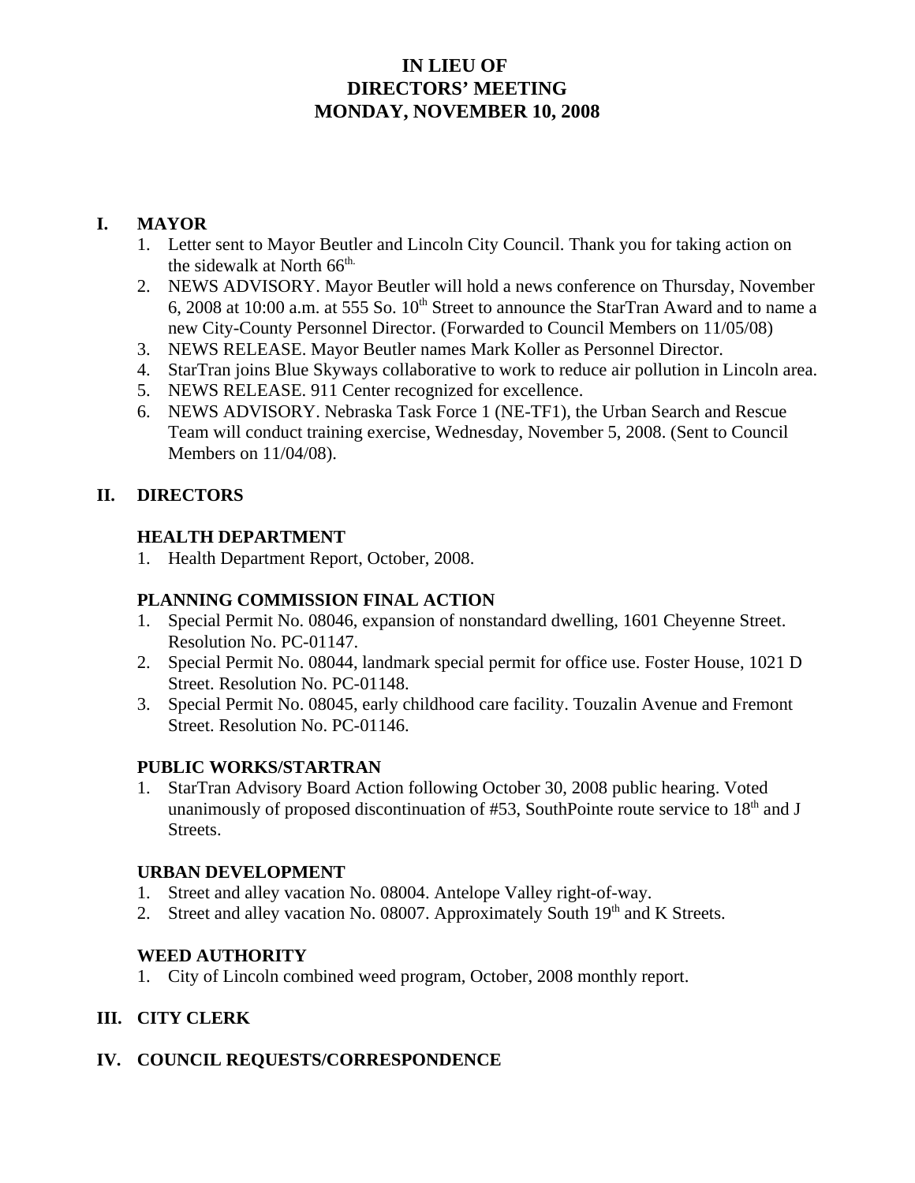# IN LIEU OF DIRECTORS' MEETING MONDAY, NOVEMBER 10, 2008

## I. MAYOR

1. Letter sent to Mayor Beutler and Lincoln City Council. Thank you for taking action on the sidewalk at North 66th.
2. NEWS ADVISORY. Mayor Beutler will hold a news conference on Thursday, November 6, 2008 at 10:00 a.m. at 555 So. 10th Street to announce the StarTran Award and to name a new City-County Personnel Director. (Forwarded to Council Members on 11/05/08)
3. NEWS RELEASE. Mayor Beutler names Mark Koller as Personnel Director.
4. StarTran joins Blue Skyways collaborative to work to reduce air pollution in Lincoln area.
5. NEWS RELEASE. 911 Center recognized for excellence.
6. NEWS ADVISORY. Nebraska Task Force 1 (NE-TF1), the Urban Search and Rescue Team will conduct training exercise, Wednesday, November 5, 2008. (Sent to Council Members on 11/04/08).

## II. DIRECTORS

### HEALTH DEPARTMENT

1. Health Department Report, October, 2008.

### PLANNING COMMISSION FINAL ACTION

1. Special Permit No. 08046, expansion of nonstandard dwelling, 1601 Cheyenne Street. Resolution No. PC-01147.
2. Special Permit No. 08044, landmark special permit for office use. Foster House, 1021 D Street. Resolution No. PC-01148.
3. Special Permit No. 08045, early childhood care facility. Touzalin Avenue and Fremont Street. Resolution No. PC-01146.

### PUBLIC WORKS/STARTRAN

1. StarTran Advisory Board Action following October 30, 2008 public hearing. Voted unanimously of proposed discontinuation of #53, SouthPointe route service to 18th and J Streets.

### URBAN DEVELOPMENT

1. Street and alley vacation No. 08004. Antelope Valley right-of-way.
2. Street and alley vacation No. 08007. Approximately South 19th and K Streets.

### WEED AUTHORITY

1. City of Lincoln combined weed program, October, 2008 monthly report.

## III. CITY CLERK

## IV. COUNCIL REQUESTS/CORRESPONDENCE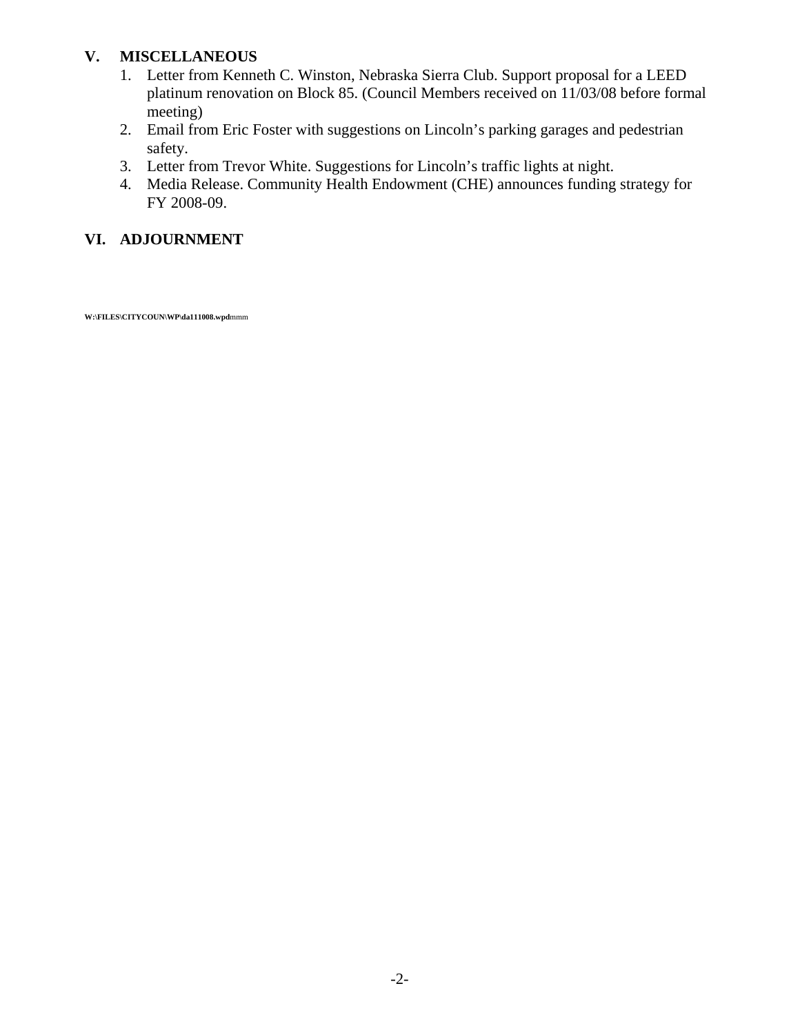## V. MISCELLANEOUS

1. Letter from Kenneth C. Winston, Nebraska Sierra Club. Support proposal for a LEED platinum renovation on Block 85. (Council Members received on 11/03/08 before formal meeting)
2. Email from Eric Foster with suggestions on Lincoln's parking garages and pedestrian safety.
3. Letter from Trevor White. Suggestions for Lincoln's traffic lights at night.
4. Media Release. Community Health Endowment (CHE) announces funding strategy for FY 2008-09.

## VI. ADJOURNMENT

**W:\FILES\CITYCOUN\WP\da111008.wpd**mmm